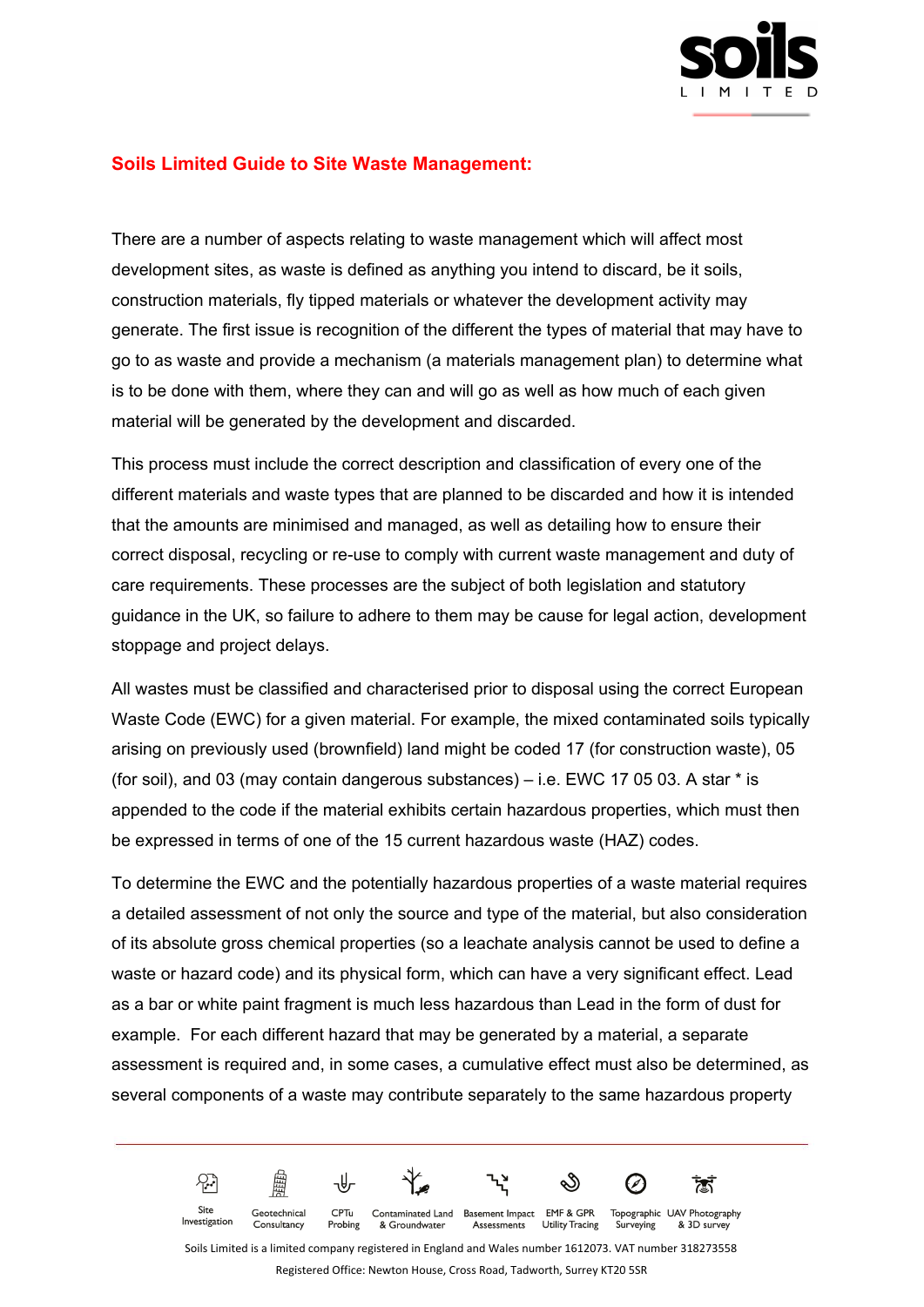# Soils Limited Guide to Site Waste Management:

There are a number of aspects relating to waste management which will affect most development sites, as waste is defined as anything you intend to discard, be it soils, construction materials, fly tipped materials or whatever the development activity may generate. The first issue is recognition of the different the types of material that may have to go to as waste and provide a mechanism (a materials management plan) to determine what is to be done with them, where they can and will go as well as how much of each given material will be generated by the development and discarded.

This process must include the correct description and classification of every one of the different materials and waste types that are planned to be discarded and how it is intended that the amounts are minimised and managed, as well as detailing how to ensure their correct disposal, recycling or re-use to comply with current waste management and duty of care requirements. These processes are the subject of both legislation and statutory guidance in the UK, so failure to adhere to them may be cause for legal action, development stoppage and project delays.

All wastes must be classified and characterised prior to disposal using the correct European Waste Code (EWC) for a given material. For example, the mixed contaminated soils typically arising on previously used (brownfield) land might be coded 17 (for construction waste), 05 (for soil), and 03 (may contain dangerous substances) – i.e. EWC 17 05 03. A star * is appended to the code if the material exhibits certain hazardous properties, which must then be expressed in terms of one of the 15 current hazardous waste (HAZ) codes.

To determine the EWC and the potentially hazardous properties of a waste material requires a detailed assessment of not only the source and type of the material, but also consideration of its absolute gross chemical properties (so a leachate analysis cannot be used to define a waste or hazard code) and its physical form, which can have a very significant effect. Lead as a bar or white paint fragment is much less hazardous than Lead in the form of dust for example. For each different hazard that may be generated by a material, a separate assessment is required and, in some cases, a cumulative effect must also be determined, as several components of a waste may contribute separately to the same hazardous property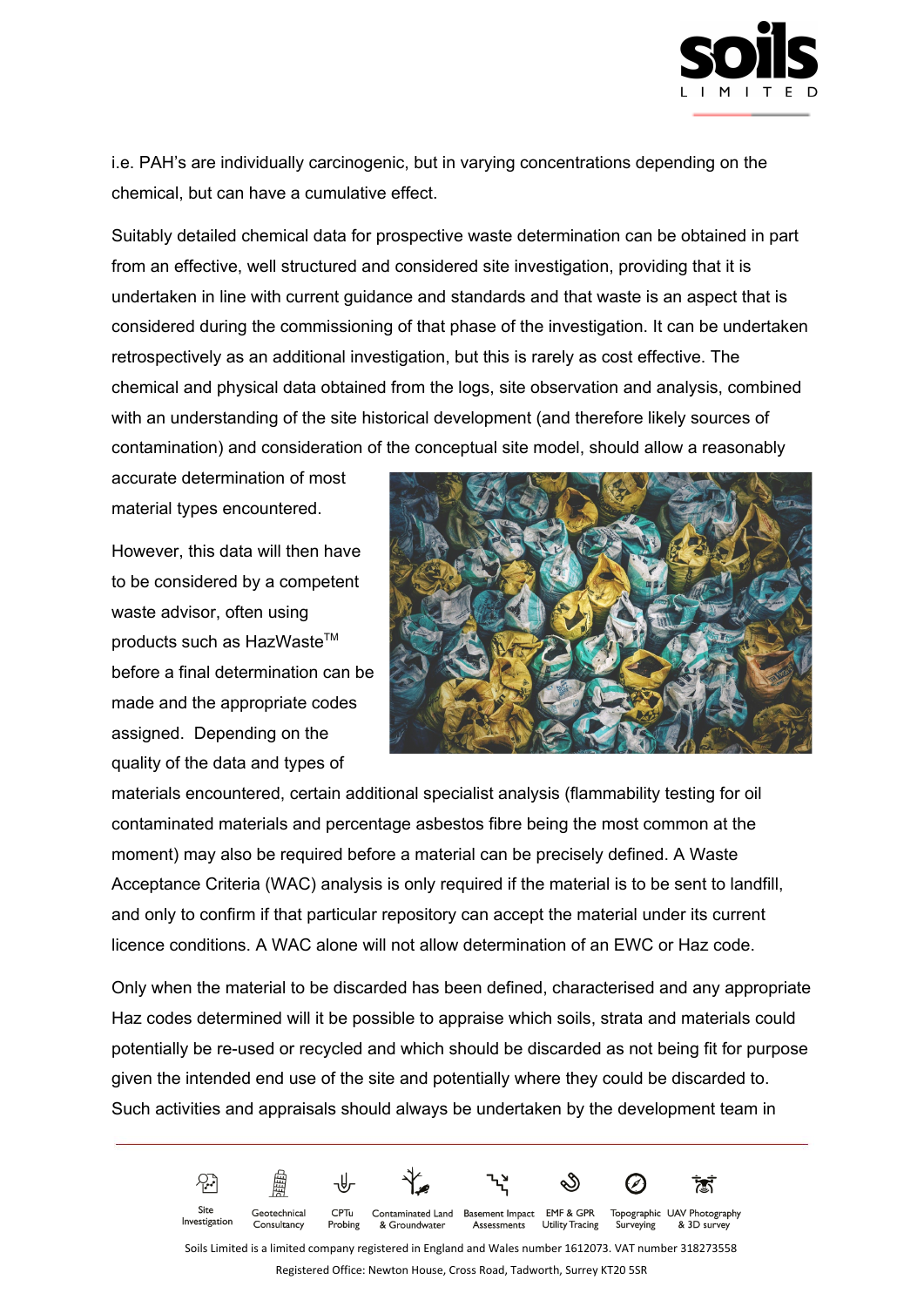i.e. PAH's are individually carcinogenic, but in varying concentrations depending on the chemical, but can have a cumulative effect.

Suitably detailed chemical data for prospective waste determination can be obtained in part from an effective, well structured and considered site investigation, providing that it is undertaken in line with current guidance and standards and that waste is an aspect that is considered during the commissioning of that phase of the investigation. It can be undertaken retrospectively as an additional investigation, but this is rarely as cost effective. The chemical and physical data obtained from the logs, site observation and analysis, combined with an understanding of the site historical development (and therefore likely sources of contamination) and consideration of the conceptual site model, should allow a reasonably accurate determination of most material types encountered.

However, this data will then have to be considered by a competent waste advisor, often using products such as HazWaste™ before a final determination can be made and the appropriate codes assigned. Depending on the quality of the data and types of materials encountered, certain additional specialist analysis (flammability testing for oil contaminated materials and percentage asbestos fibre being the most common at the moment) may also be required before a material can be precisely defined. A Waste Acceptance Criteria (WAC) analysis is only required if the material is to be sent to landfill, and only to confirm if that particular repository can accept the material under its current licence conditions. A WAC alone will not allow determination of an EWC or Haz code.

Only when the material to be discarded has been defined, characterised and any appropriate Haz codes determined will it be possible to appraise which soils, strata and materials could potentially be re-used or recycled and which should be discarded as not being fit for purpose given the intended end use of the site and potentially where they could be discarded to. Such activities and appraisals should always be undertaken by the development team in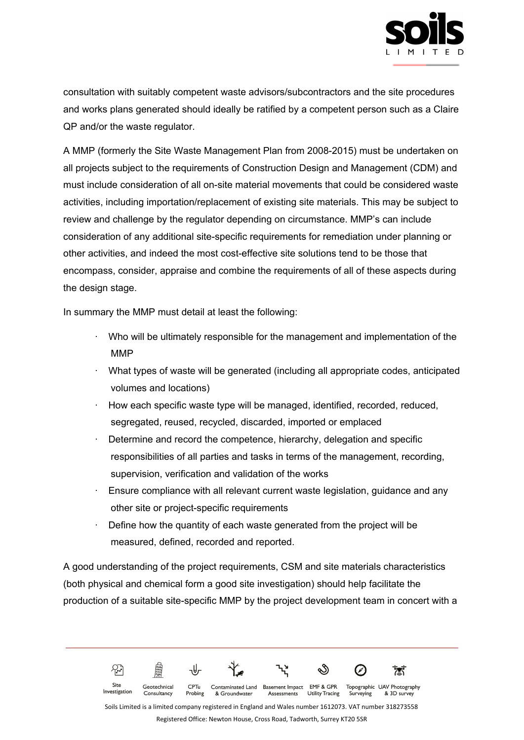consultation with suitably competent waste advisors/subcontractors and the site procedures and works plans generated should ideally be ratified by a competent person such as a Claire QP and/or the waste regulator.

A MMP (formerly the Site Waste Management Plan from 2008-2015) must be undertaken on all projects subject to the requirements of Construction Design and Management (CDM) and must include consideration of all on-site material movements that could be considered waste activities, including importation/replacement of existing site materials. This may be subject to review and challenge by the regulator depending on circumstance. MMP's can include consideration of any additional site-specific requirements for remediation under planning or other activities, and indeed the most cost-effective site solutions tend to be those that encompass, consider, appraise and combine the requirements of all of these aspects during the design stage.

In summary the MMP must detail at least the following:

- Who will be ultimately responsible for the management and implementation of the MMP
- What types of waste will be generated (including all appropriate codes, anticipated volumes and locations)
- How each specific waste type will be managed, identified, recorded, reduced, segregated, reused, recycled, discarded, imported or emplaced
- Determine and record the competence, hierarchy, delegation and specific responsibilities of all parties and tasks in terms of the management, recording, supervision, verification and validation of the works
- Ensure compliance with all relevant current waste legislation, guidance and any other site or project-specific requirements
- Define how the quantity of each waste generated from the project will be measured, defined, recorded and reported.

A good understanding of the project requirements, CSM and site materials characteristics (both physical and chemical form a good site investigation) should help facilitate the production of a suitable site-specific MMP by the project development team in concert with a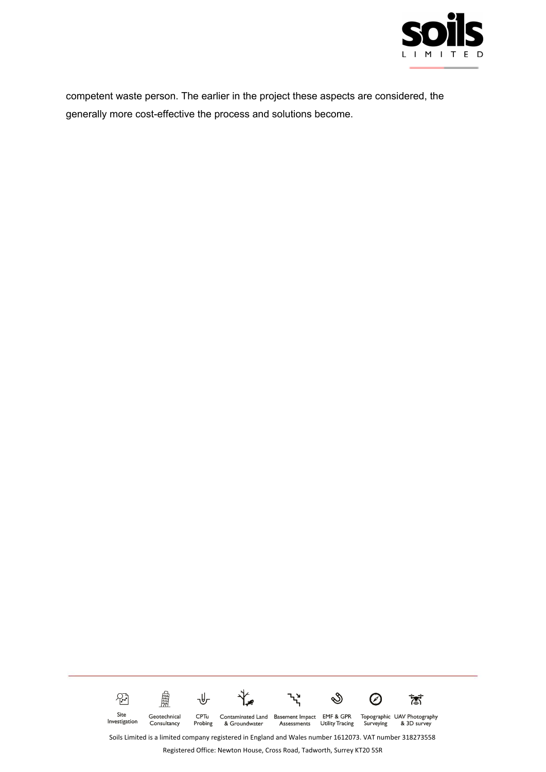competent waste person. The earlier in the project these aspects are considered, the generally more cost-effective the process and solutions become.